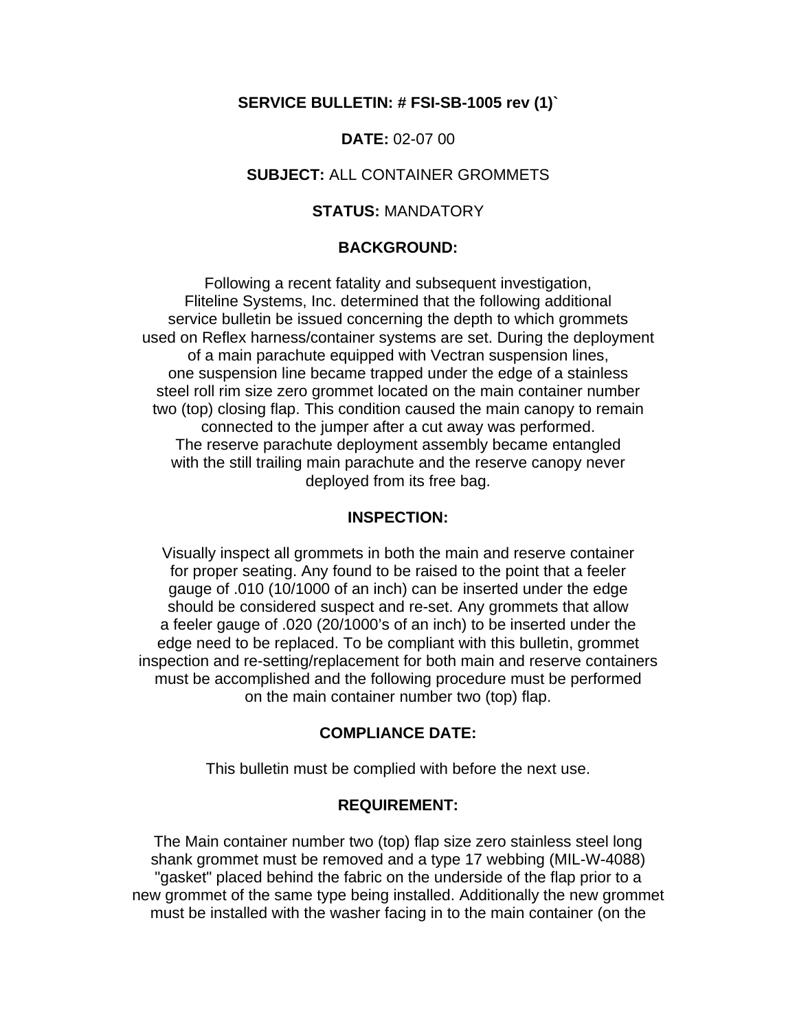**SERVICE BULLETIN: # FSI-SB-1005 rev (1)`**

**DATE:** 02-07 00

**SUBJECT:** ALL CONTAINER GROMMETS

**STATUS:** MANDATORY

**BACKGROUND:**

Following a recent fatality and subsequent investigation, Fliteline Systems, Inc. determined that the following additional service bulletin be issued concerning the depth to which grommets used on Reflex harness/container systems are set. During the deployment of a main parachute equipped with Vectran suspension lines, one suspension line became trapped under the edge of a stainless steel roll rim size zero grommet located on the main container number two (top) closing flap. This condition caused the main canopy to remain connected to the jumper after a cut away was performed. The reserve parachute deployment assembly became entangled with the still trailing main parachute and the reserve canopy never deployed from its free bag.

**INSPECTION:**

Visually inspect all grommets in both the main and reserve container for proper seating. Any found to be raised to the point that a feeler gauge of .010 (10/1000 of an inch) can be inserted under the edge should be considered suspect and re-set. Any grommets that allow a feeler gauge of .020 (20/1000's of an inch) to be inserted under the edge need to be replaced. To be compliant with this bulletin, grommet inspection and re-setting/replacement for both main and reserve containers must be accomplished and the following procedure must be performed on the main container number two (top) flap.

**COMPLIANCE DATE:**

This bulletin must be complied with before the next use.

**REQUIREMENT:**

The Main container number two (top) flap size zero stainless steel long shank grommet must be removed and a type 17 webbing (MIL-W-4088) "gasket" placed behind the fabric on the underside of the flap prior to a new grommet of the same type being installed. Additionally the new grommet must be installed with the washer facing in to the main container (on the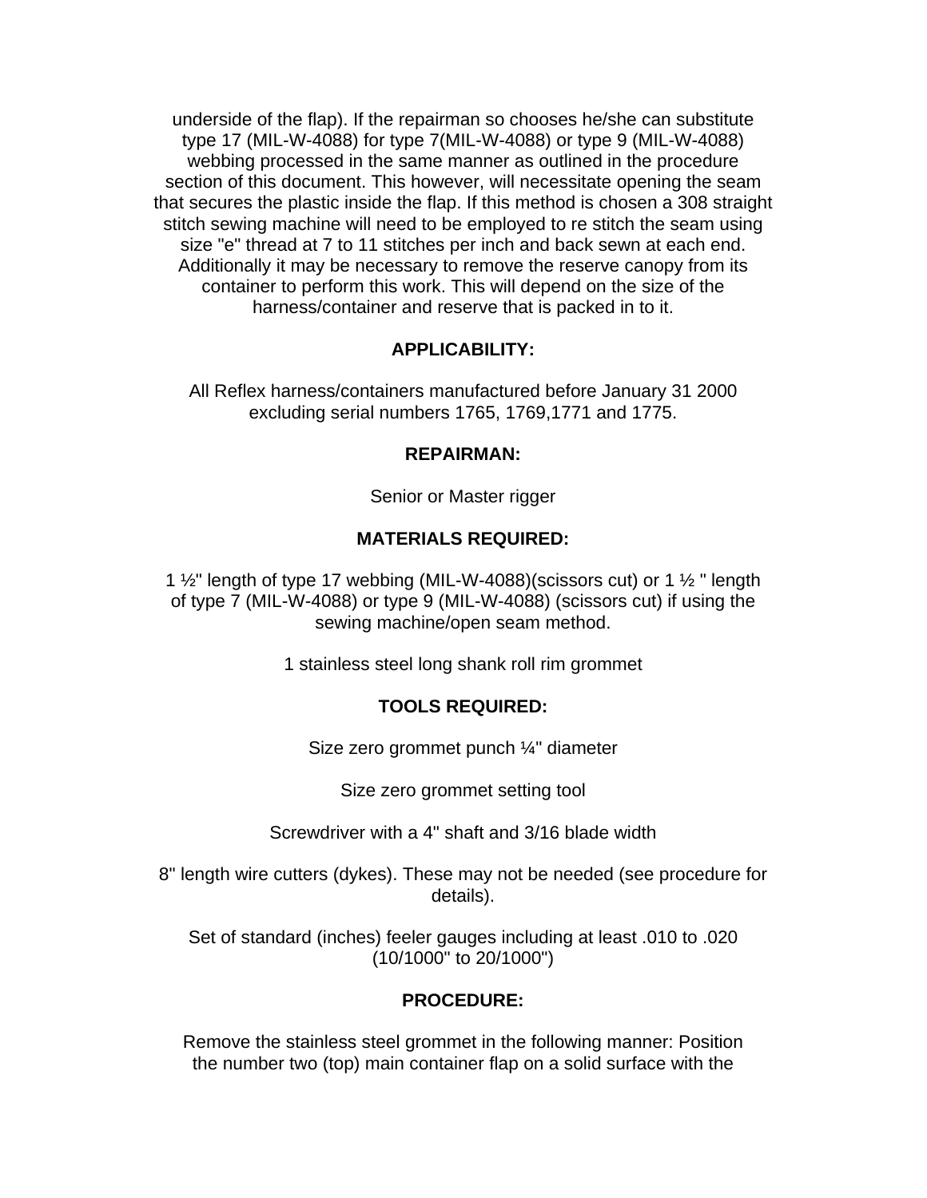underside of the flap). If the repairman so chooses he/she can substitute type 17 (MIL-W-4088) for type 7(MIL-W-4088) or type 9 (MIL-W-4088) webbing processed in the same manner as outlined in the procedure section of this document. This however, will necessitate opening the seam that secures the plastic inside the flap. If this method is chosen a 308 straight stitch sewing machine will need to be employed to re stitch the seam using size "e" thread at 7 to 11 stitches per inch and back sewn at each end. Additionally it may be necessary to remove the reserve canopy from its container to perform this work. This will depend on the size of the harness/container and reserve that is packed in to it.

**APPLICABILITY:**

All Reflex harness/containers manufactured before January 31 2000 excluding serial numbers 1765, 1769,1771 and 1775.

**REPAIRMAN:**

Senior or Master rigger

**MATERIALS REQUIRED:**

1 ½" length of type 17 webbing (MIL-W-4088)(scissors cut) or 1 ½ " length of type 7 (MIL-W-4088) or type 9 (MIL-W-4088) (scissors cut) if using the sewing machine/open seam method.

1 stainless steel long shank roll rim grommet

**TOOLS REQUIRED:**

Size zero grommet punch ¼" diameter

Size zero grommet setting tool

Screwdriver with a 4" shaft and 3/16 blade width

8" length wire cutters (dykes). These may not be needed (see procedure for details).

Set of standard (inches) feeler gauges including at least .010 to .020 (10/1000" to 20/1000")

**PROCEDURE:**

Remove the stainless steel grommet in the following manner: Position the number two (top) main container flap on a solid surface with the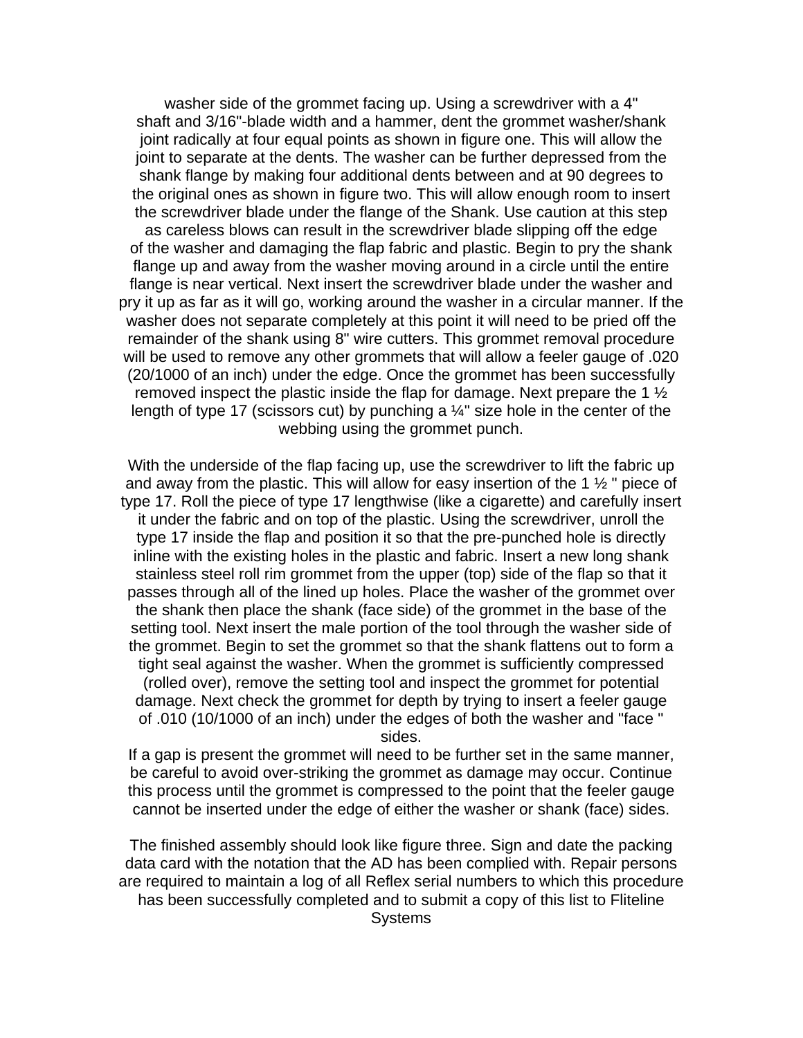washer side of the grommet facing up. Using a screwdriver with a 4" shaft and 3/16"-blade width and a hammer, dent the grommet washer/shank joint radically at four equal points as shown in figure one. This will allow the joint to separate at the dents. The washer can be further depressed from the shank flange by making four additional dents between and at 90 degrees to the original ones as shown in figure two. This will allow enough room to insert the screwdriver blade under the flange of the Shank. Use caution at this step as careless blows can result in the screwdriver blade slipping off the edge of the washer and damaging the flap fabric and plastic. Begin to pry the shank flange up and away from the washer moving around in a circle until the entire flange is near vertical. Next insert the screwdriver blade under the washer and pry it up as far as it will go, working around the washer in a circular manner. If the washer does not separate completely at this point it will need to be pried off the remainder of the shank using 8" wire cutters. This grommet removal procedure will be used to remove any other grommets that will allow a feeler gauge of .020 (20/1000 of an inch) under the edge. Once the grommet has been successfully removed inspect the plastic inside the flap for damage. Next prepare the 1 ½ length of type 17 (scissors cut) by punching a ¼" size hole in the center of the webbing using the grommet punch.

With the underside of the flap facing up, use the screwdriver to lift the fabric up and away from the plastic. This will allow for easy insertion of the 1 ½ " piece of type 17. Roll the piece of type 17 lengthwise (like a cigarette) and carefully insert it under the fabric and on top of the plastic. Using the screwdriver, unroll the type 17 inside the flap and position it so that the pre-punched hole is directly inline with the existing holes in the plastic and fabric. Insert a new long shank stainless steel roll rim grommet from the upper (top) side of the flap so that it passes through all of the lined up holes. Place the washer of the grommet over the shank then place the shank (face side) of the grommet in the base of the setting tool. Next insert the male portion of the tool through the washer side of the grommet. Begin to set the grommet so that the shank flattens out to form a tight seal against the washer. When the grommet is sufficiently compressed (rolled over), remove the setting tool and inspect the grommet for potential damage. Next check the grommet for depth by trying to insert a feeler gauge of .010 (10/1000 of an inch) under the edges of both the washer and "face " sides.

If a gap is present the grommet will need to be further set in the same manner, be careful to avoid over-striking the grommet as damage may occur. Continue this process until the grommet is compressed to the point that the feeler gauge cannot be inserted under the edge of either the washer or shank (face) sides.

The finished assembly should look like figure three. Sign and date the packing data card with the notation that the AD has been complied with. Repair persons are required to maintain a log of all Reflex serial numbers to which this procedure has been successfully completed and to submit a copy of this list to Fliteline Systems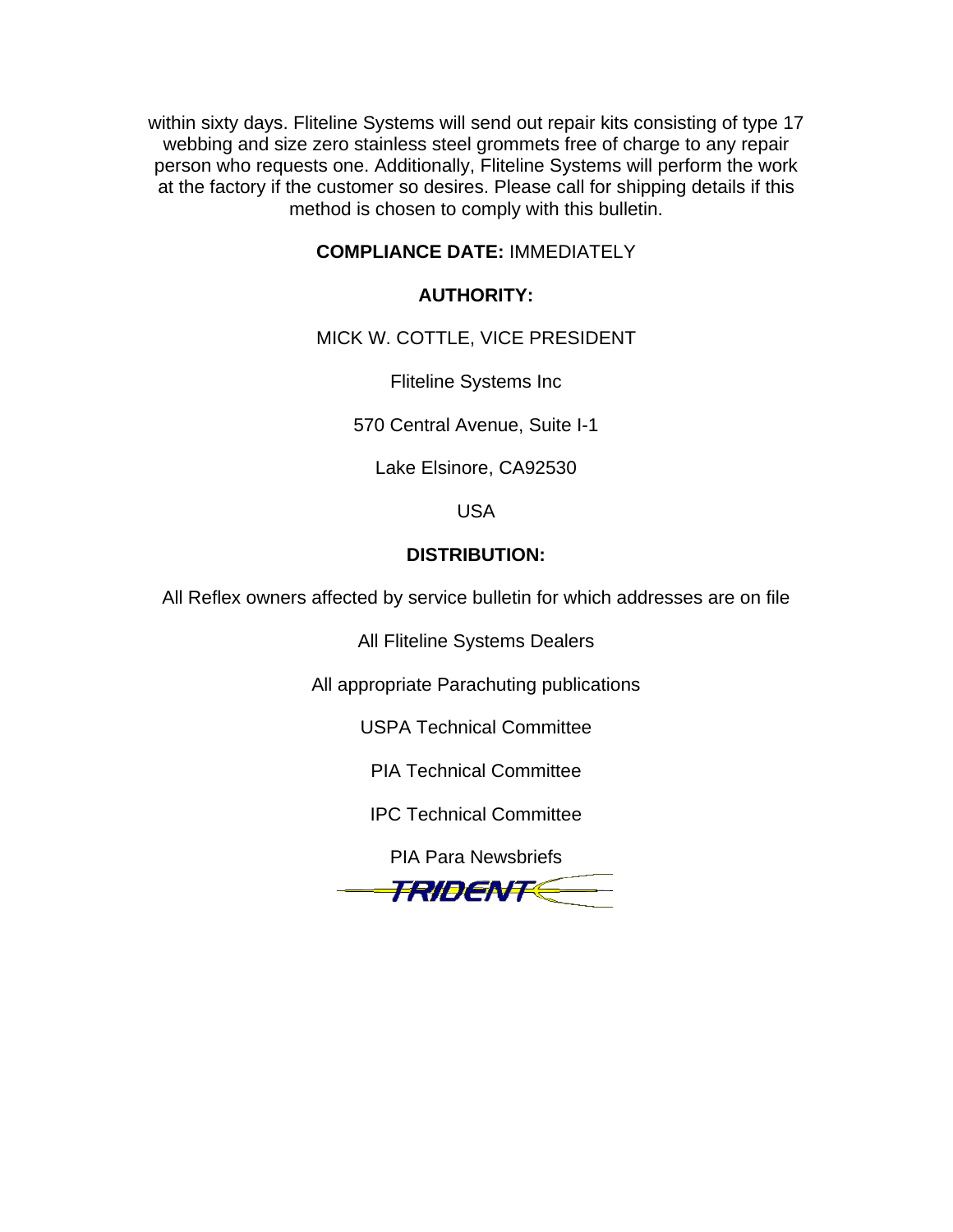within sixty days. Fliteline Systems will send out repair kits consisting of type 17 webbing and size zero stainless steel grommets free of charge to any repair person who requests one. Additionally, Fliteline Systems will perform the work at the factory if the customer so desires. Please call for shipping details if this method is chosen to comply with this bulletin.

**COMPLIANCE DATE:** IMMEDIATELY

**AUTHORITY:**

MICK W. COTTLE, VICE PRESIDENT

Fliteline Systems Inc

570 Central Avenue, Suite I-1

Lake Elsinore, CA92530

USA

**DISTRIBUTION:**

All Reflex owners affected by service bulletin for which addresses are on file

All Fliteline Systems Dealers

All appropriate Parachuting publications

USPA Technical Committee

PIA Technical Committee

IPC Technical Committee

PIA Para Newsbriefs

TRIDENT